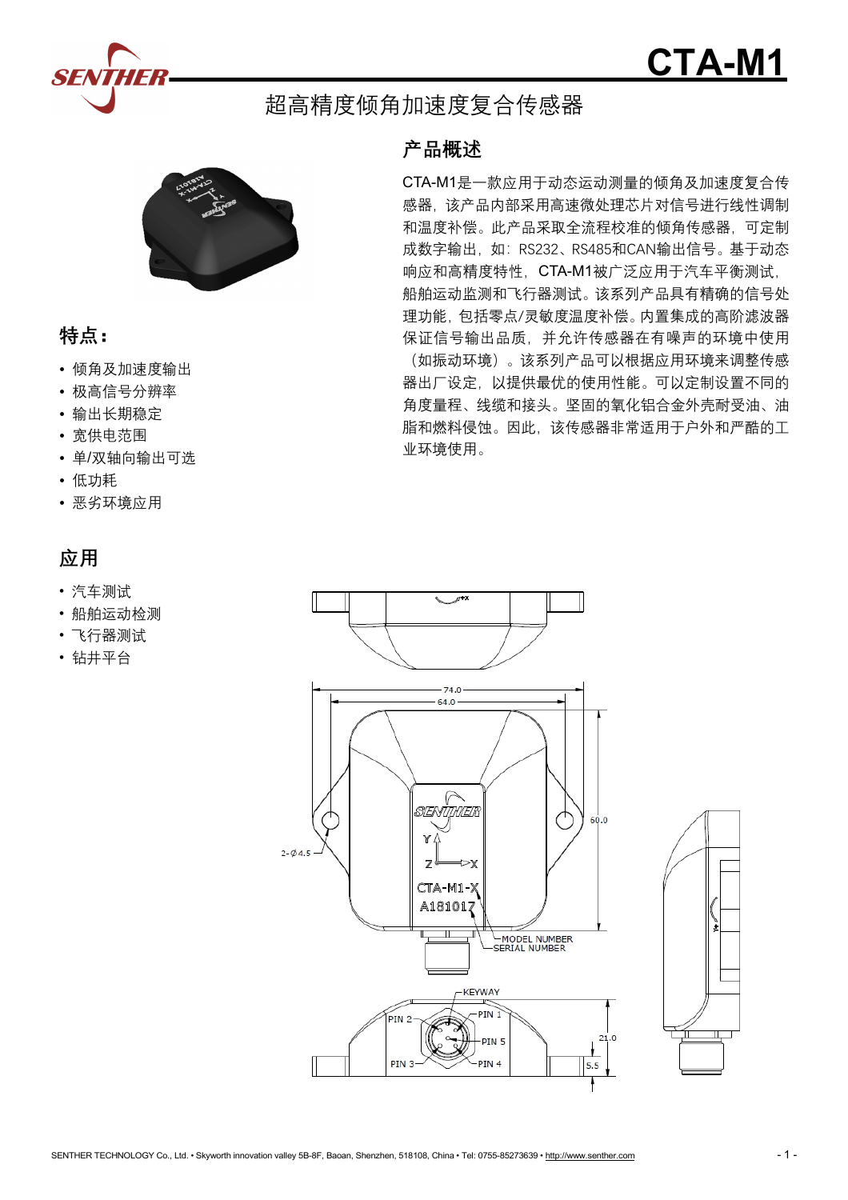# CTA-M1

## 超高精度倾角加速度复合传感器

## 产品概述

CTA-M1是一款应用于动态运动测量的倾角及加速度复合传感器，该产品内部采用高速微处理芯片对信号进行线性调制和温度补偿。此产品采取全流程校准的倾角传感器，可定制成数字输出，如：RS232、RS485和CAN输出信号。基于动态响应和高精度特性，CTA-M1被广泛应用于汽车平衡测试，船舶运动监测和飞行器测试。该系列产品具有精确的信号处理功能，包括零点/灵敏度温度补偿。内置集成的高阶滤波器保证信号输出品质，并允许传感器在有噪声的环境中使用（如振动环境）。该系列产品可以根据应用环境来调整传感器出厂设定，以提供最优的使用性能。可以定制设置不同的角度量程、线缆和接头。坚固的氧化铝合金外壳耐受油、油脂和燃料侵蚀。因此，该传感器非常适用于户外和严酷的工业环境使用。

## 特点：

- 倾角及加速度输出
- 极高信号分辨率
- 输出长期稳定
- 宽供电范围
- 单/双轴向输出可选
- 低功耗
- 恶劣环境应用

## 应用

- 汽车测试
- 船舶运动检测
- 飞行器测试
- 钻井平台

74.0
64.0
60.0
2-Ø4.5
SENTHER
Y
Z X
CTA-M1-X
A181017
MODEL NUMBER
SERIAL NUMBER
KEYWAY
PIN 1
PIN 2
PIN 5
PIN 3
PIN 4
21.0
5.5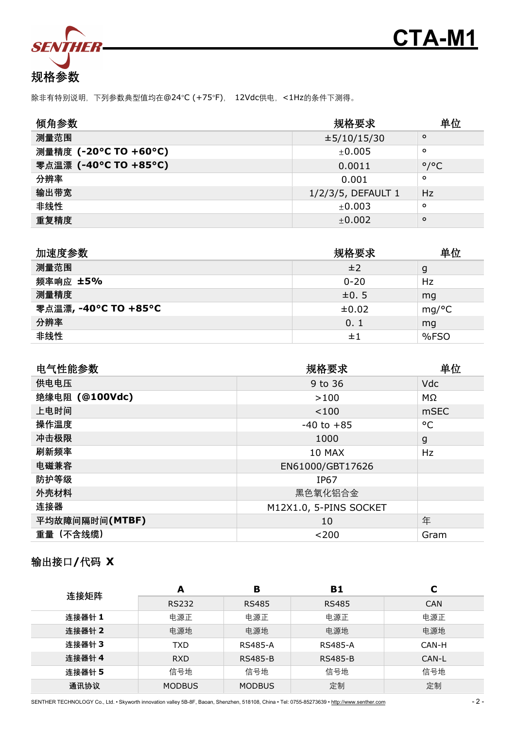# CTA-M1

## 规格参数

除非有特别说明，下列参数典型值均在@24°C (+75°F)， 12Vdc供电，<1Hz的条件下测得。

| 倾角参数 | 规格要求 | 单位 |
|---|---|---|
| 测量范围 | ±5/10/15/30 | ° |
| 测量精度 **(-20°C TO +60°C)** | ±0.005 | ° |
| 零点温漂 **(-40°C TO +85°C)** | 0.0011 | °/°C |
| 分辨率 | 0.001 | ° |
| 输出带宽 | 1/2/3/5, DEFAULT 1 | Hz |
| 非线性 | ±0.003 | ° |
| 重复精度 | ±0.002 | ° |

| 加速度参数 | 规格要求 | 单位 |
|---|---|---|
| 测量范围 | ±2 | g |
| 频率响应 **±5%** | 0-20 | Hz |
| 测量精度 | ±0. 5 | mg |
| 零点温漂, **-40°C TO +85°C** | ±0.02 | mg/°C |
| 分辨率 | 0. 1 | mg |
| 非线性 | ±1 | %FSO |

| 电气性能参数 | 规格要求 | 单位 |
|---|---|---|
| 供电电压 | 9 to 36 | Vdc |
| 绝缘电阻 **(@100Vdc)** | >100 | MΩ |
| 上电时间 | <100 | mSEC |
| 操作温度 | -40 to +85 | °C |
| 冲击极限 | 1000 | g |
| 刷新频率 | 10 MAX | Hz |
| 电磁兼容 | EN61000/GBT17626 | |
| 防护等级 | IP67 | |
| 外壳材料 | 黑色氧化铝合金 | |
| 连接器 | M12X1.0, 5-PINS SOCKET | |
| 平均故障间隔时间**(MTBF)** | 10 | 年 |
| 重量（不含线缆） | <200 | Gram |

## 输出接口/代码 X

| 连接矩阵 | A | B | B1 | C |
|---|---|---|---|---|
| | RS232 | RS485 | RS485 | CAN |
| **连接器针 1** | 电源正 | 电源正 | 电源正 | 电源正 |
| **连接器针 2** | 电源地 | 电源地 | 电源地 | 电源地 |
| **连接器针 3** | TXD | RS485-A | RS485-A | CAN-H |
| **连接器针 4** | RXD | RS485-B | RS485-B | CAN-L |
| **连接器针 5** | 信号地 | 信号地 | 信号地 | 信号地 |
| **通讯协议** | MODBUS | MODBUS | 定制 | 定制 |

SENTHER TECHNOLOGY Co., Ltd. • Skyworth innovation valley 5B-8F, Baoan, Shenzhen, 518108, China • Tel: 0755-85273639 • http://www.senther.com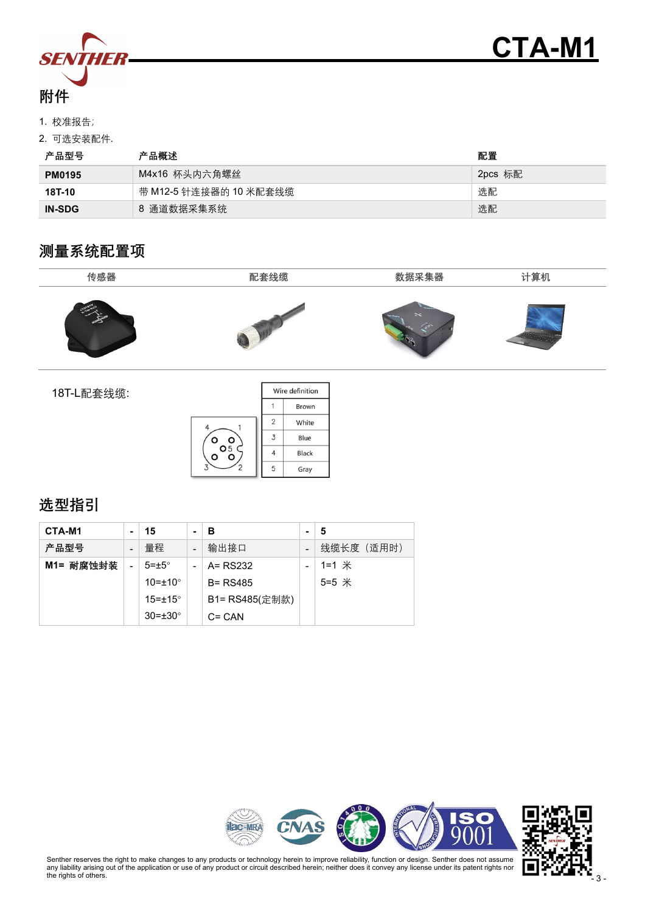## 附件

1. 校准报告;
2. 可选安装配件.

| 产品型号 | 产品概述 | 配置 |
|---|---|---|
| **PM0195** | M4x16 杯头内六角螺丝 | 2pcs 标配 |
| **18T-10** | 带 M12-5 针连接器的 10 米配套线缆 | 选配 |
| **IN-SDG** | 8 通道数据采集系统 | 选配 |

## 测量系统配置项

| 传感器 | 配套线缆 | 数据采集器 | 计算机 |
|---|---|---|---|

18T-L配套线缆:

| Wire definition | |
|---|---|
| 1 | Brown |
| 2 | White |
| 3 | Blue |
| 4 | Black |
| 5 | Gray |

## 选型指引

| CTA-M1 | - | 15 | - | B | - | 5 |
|---|---|---|---|---|---|---|
| 产品型号 | - | 量程 | - | 输出接口 | - | 线缆长度（适用时） |
| **M1= 耐腐蚀封装** | - | 5=±5° | - | A= RS232 | - | 1=1 米 |
| | | 10=±10° | | B= RS485 | | 5=5 米 |
| | | 15=±15° | | B1= RS485(定制款) | | |
| | | 30=±30° | | C= CAN | | |

Senther reserves the right to make changes to any products or technology herein to improve reliability, function or design. Senther does not assume any liability arising out of the application or use of any product or circuit described herein; neither does it convey any license under its patent rights nor the rights of others.